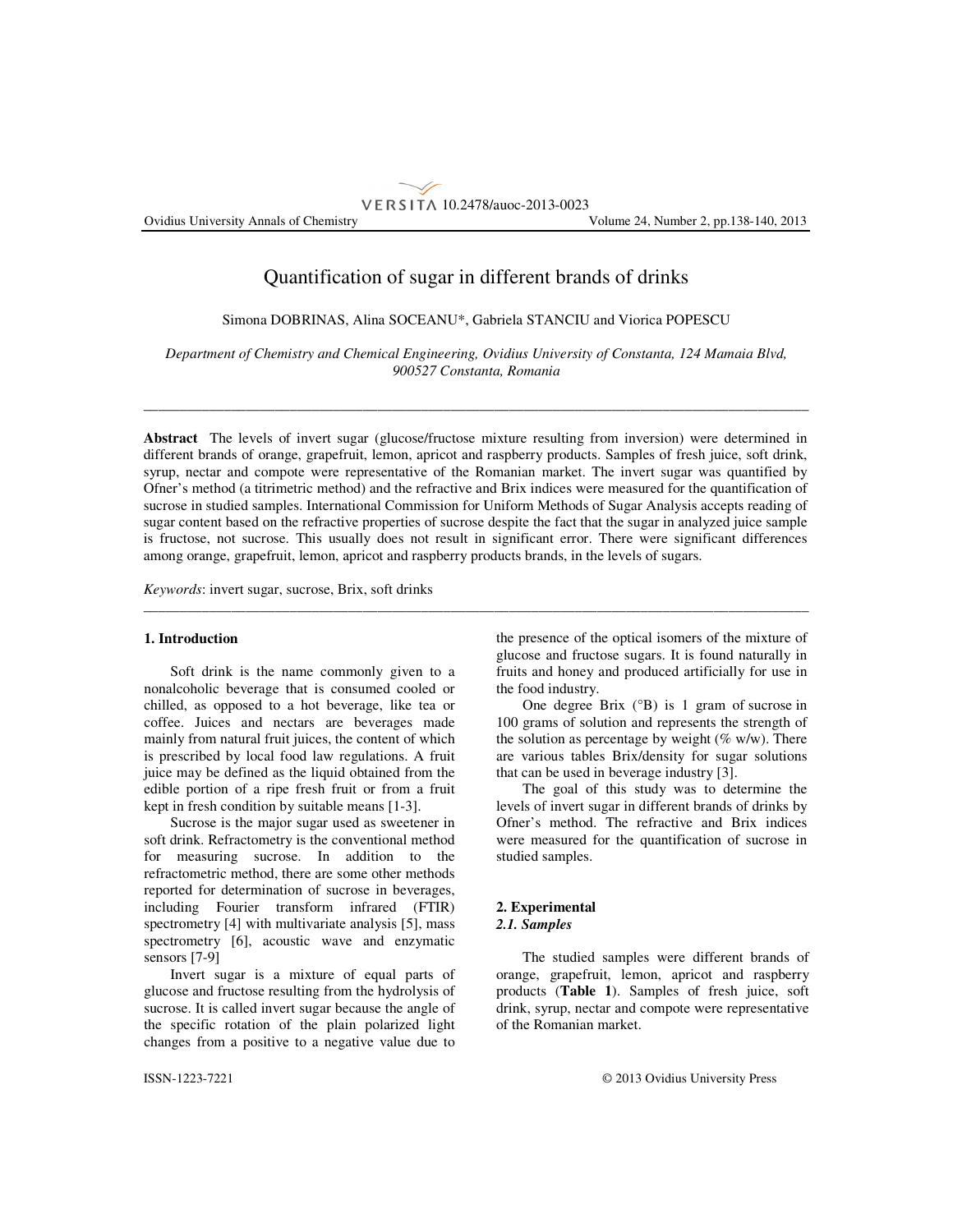# Quantification of sugar in different brands of drinks

Simona DOBRINAS, Alina SOCEANU*, Gabriela STANCIU and Viorica POPESCU

*Department of Chemistry and Chemical Engineering, Ovidius University of Constanta, 124 Mamaia Blvd, 900527 Constanta, Romania*

---

**Abstract** The levels of invert sugar (glucose/fructose mixture resulting from inversion) were determined in different brands of orange, grapefruit, lemon, apricot and raspberry products. Samples of fresh juice, soft drink, syrup, nectar and compote were representative of the Romanian market. The invert sugar was quantified by Ofner's method (a titrimetric method) and the refractive and Brix indices were measured for the quantification of sucrose in studied samples. International Commission for Uniform Methods of Sugar Analysis accepts reading of sugar content based on the refractive properties of sucrose despite the fact that the sugar in analyzed juice sample is fructose, not sucrose. This usually does not result in significant error. There were significant differences among orange, grapefruit, lemon, apricot and raspberry products brands, in the levels of sugars.

*Keywords*: invert sugar, sucrose, Brix, soft drinks

---

## 1. Introduction

Soft drink is the name commonly given to a nonalcoholic beverage that is consumed cooled or chilled, as opposed to a hot beverage, like tea or coffee. Juices and nectars are beverages made mainly from natural fruit juices, the content of which is prescribed by local food law regulations. A fruit juice may be defined as the liquid obtained from the edible portion of a ripe fresh fruit or from a fruit kept in fresh condition by suitable means [1-3].

Sucrose is the major sugar used as sweetener in soft drink. Refractometry is the conventional method for measuring sucrose. In addition to the refractometric method, there are some other methods reported for determination of sucrose in beverages, including Fourier transform infrared (FTIR) spectrometry [4] with multivariate analysis [5], mass spectrometry [6], acoustic wave and enzymatic sensors [7-9]

Invert sugar is a mixture of equal parts of glucose and fructose resulting from the hydrolysis of sucrose. It is called invert sugar because the angle of the specific rotation of the plain polarized light changes from a positive to a negative value due to the presence of the optical isomers of the mixture of glucose and fructose sugars. It is found naturally in fruits and honey and produced artificially for use in the food industry.

One degree Brix (°B) is 1 gram of sucrose in 100 grams of solution and represents the strength of the solution as percentage by weight (% w/w). There are various tables Brix/density for sugar solutions that can be used in beverage industry [3].

The goal of this study was to determine the levels of invert sugar in different brands of drinks by Ofner's method. The refractive and Brix indices were measured for the quantification of sucrose in studied samples.

## 2. Experimental

### *2.1. Samples*

The studied samples were different brands of orange, grapefruit, lemon, apricot and raspberry products (**Table 1**). Samples of fresh juice, soft drink, syrup, nectar and compote were representative of the Romanian market.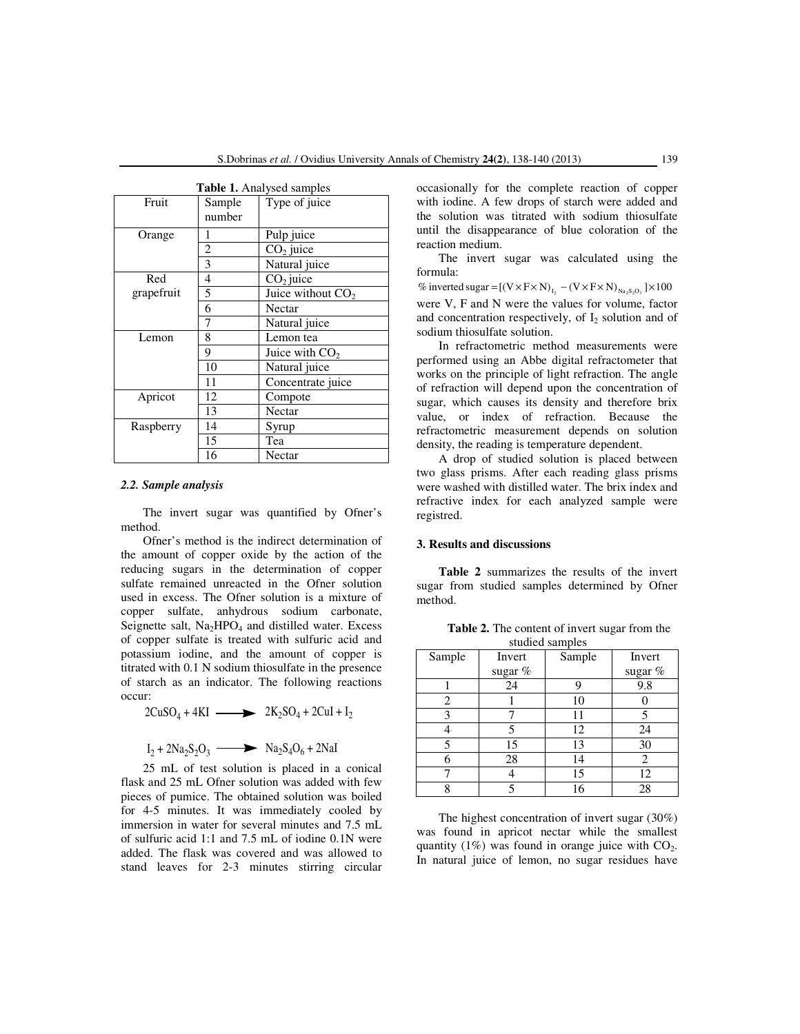**Table 1.** Analysed samples

| Fruit | Sample number | Type of juice |
|---|---|---|
| Orange | 1 | Pulp juice |
| | 2 | $CO_2$ juice |
| | 3 | Natural juice |
| Red grapefruit | 4 | $CO_2$ juice |
| | 5 | Juice without $CO_2$ |
| | 6 | Nectar |
| | 7 | Natural juice |
| Lemon | 8 | Lemon tea |
| | 9 | Juice with $CO_2$ |
| | 10 | Natural juice |
| | 11 | Concentrate juice |
| Apricot | 12 | Compote |
| | 13 | Nectar |
| Raspberry | 14 | Syrup |
| | 15 | Tea |
| | 16 | Nectar |

### *2.2. Sample analysis*

The invert sugar was quantified by Ofner's method.

Ofner's method is the indirect determination of the amount of copper oxide by the action of the reducing sugars in the determination of copper sulfate remained unreacted in the Ofner solution used in excess. The Ofner solution is a mixture of copper sulfate, anhydrous sodium carbonate, Seignette salt, $Na_2HPO_4$ and distilled water. Excess of copper sulfate is treated with sulfuric acid and potassium iodine, and the amount of copper is titrated with 0.1 N sodium thiosulfate in the presence of starch as an indicator. The following reactions occur:

$$2CuSO_4 + 4KI \longrightarrow 2K_2SO_4 + 2CuI + I_2$$

$$I_2 + 2Na_2S_2O_3 \longrightarrow Na_2S_4O_6 + 2NaI$$

25 mL of test solution is placed in a conical flask and 25 mL Ofner solution was added with few pieces of pumice. The obtained solution was boiled for 4-5 minutes. It was immediately cooled by immersion in water for several minutes and 7.5 mL of sulfuric acid 1:1 and 7.5 mL of iodine 0.1N were added. The flask was covered and was allowed to stand leaves for 2-3 minutes stirring circular occasionally for the complete reaction of copper with iodine. A few drops of starch were added and the solution was titrated with sodium thiosulfate until the disappearance of blue coloration of the reaction medium.

The invert sugar was calculated using the formula:

$$\%\ \text{inverted sugar} = [(V \times F \times N)_{I_2} - (V \times F \times N)_{Na_2S_2O_3}] \times 100$$

were V, F and N were the values for volume, factor and concentration respectively, of $I_2$ solution and of sodium thiosulfate solution.

In refractometric method measurements were performed using an Abbe digital refractometer that works on the principle of light refraction. The angle of refraction will depend upon the concentration of sugar, which causes its density and therefore brix value, or index of refraction. Because the refractometric measurement depends on solution density, the reading is temperature dependent.

A drop of studied solution is placed between two glass prisms. After each reading glass prisms were washed with distilled water. The brix index and refractive index for each analyzed sample were registred.

## 3. Results and discussions

**Table 2** summarizes the results of the invert sugar from studied samples determined by Ofner method.

**Table 2.** The content of invert sugar from the studied samples

| Sample | Invert sugar % | Sample | Invert sugar % |
|---|---|---|---|
| 1 | 24 | 9 | 9.8 |
| 2 | 1 | 10 | 0 |
| 3 | 7 | 11 | 5 |
| 4 | 5 | 12 | 24 |
| 5 | 15 | 13 | 30 |
| 6 | 28 | 14 | 2 |
| 7 | 4 | 15 | 12 |
| 8 | 5 | 16 | 28 |

The highest concentration of invert sugar (30%) was found in apricot nectar while the smallest quantity (1%) was found in orange juice with $CO_2$. In natural juice of lemon, no sugar residues have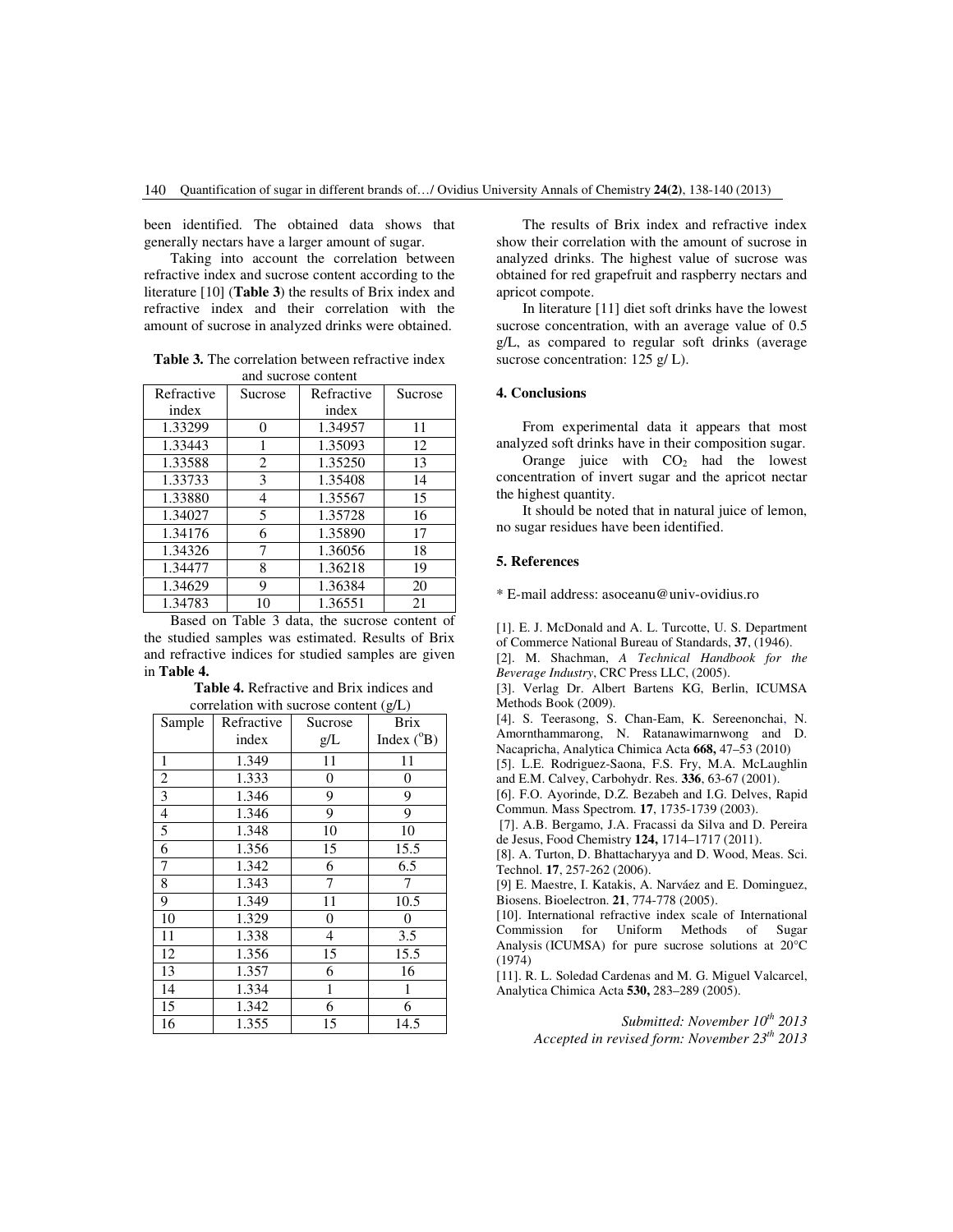been identified. The obtained data shows that generally nectars have a larger amount of sugar.

Taking into account the correlation between refractive index and sucrose content according to the literature [10] (**Table 3**) the results of Brix index and refractive index and their correlation with the amount of sucrose in analyzed drinks were obtained.

**Table 3.** The correlation between refractive index and sucrose content

| Refractive index | Sucrose | Refractive index | Sucrose |
|---|---|---|---|
| 1.33299 | 0 | 1.34957 | 11 |
| 1.33443 | 1 | 1.35093 | 12 |
| 1.33588 | 2 | 1.35250 | 13 |
| 1.33733 | 3 | 1.35408 | 14 |
| 1.33880 | 4 | 1.35567 | 15 |
| 1.34027 | 5 | 1.35728 | 16 |
| 1.34176 | 6 | 1.35890 | 17 |
| 1.34326 | 7 | 1.36056 | 18 |
| 1.34477 | 8 | 1.36218 | 19 |
| 1.34629 | 9 | 1.36384 | 20 |
| 1.34783 | 10 | 1.36551 | 21 |

Based on Table 3 data, the sucrose content of the studied samples was estimated. Results of Brix and refractive indices for studied samples are given in **Table 4.**

**Table 4.** Refractive and Brix indices and correlation with sucrose content (g/L)

| Sample | Refractive index | Sucrose g/L | Brix Index (°B) |
|---|---|---|---|
| 1 | 1.349 | 11 | 11 |
| 2 | 1.333 | 0 | 0 |
| 3 | 1.346 | 9 | 9 |
| 4 | 1.346 | 9 | 9 |
| 5 | 1.348 | 10 | 10 |
| 6 | 1.356 | 15 | 15.5 |
| 7 | 1.342 | 6 | 6.5 |
| 8 | 1.343 | 7 | 7 |
| 9 | 1.349 | 11 | 10.5 |
| 10 | 1.329 | 0 | 0 |
| 11 | 1.338 | 4 | 3.5 |
| 12 | 1.356 | 15 | 15.5 |
| 13 | 1.357 | 6 | 16 |
| 14 | 1.334 | 1 | 1 |
| 15 | 1.342 | 6 | 6 |
| 16 | 1.355 | 15 | 14.5 |

The results of Brix index and refractive index show their correlation with the amount of sucrose in analyzed drinks. The highest value of sucrose was obtained for red grapefruit and raspberry nectars and apricot compote.

In literature [11] diet soft drinks have the lowest sucrose concentration, with an average value of 0.5 g/L, as compared to regular soft drinks (average sucrose concentration: 125 g/ L).

## 4. Conclusions

From experimental data it appears that most analyzed soft drinks have in their composition sugar.

Orange juice with $CO_2$ had the lowest concentration of invert sugar and the apricot nectar the highest quantity.

It should be noted that in natural juice of lemon, no sugar residues have been identified.

## 5. References

* E-mail address: asoceanu@univ-ovidius.ro

[1]. E. J. McDonald and A. L. Turcotte, U. S. Department of Commerce National Bureau of Standards, **37**, (1946).

[2]. M. Shachman, *A Technical Handbook for the Beverage Industry*, CRC Press LLC, (2005).

[3]. Verlag Dr. Albert Bartens KG, Berlin, ICUMSA Methods Book (2009).

[4]. S. Teerasong, S. Chan-Eam, K. Sereenonchai, N. Amornthammarong, N. Ratanawimarnwong and D. Nacapricha, Analytica Chimica Acta **668,** 47–53 (2010)

[5]. L.E. Rodriguez-Saona, F.S. Fry, M.A. McLaughlin and E.M. Calvey, Carbohydr. Res. **336**, 63-67 (2001).

[6]. F.O. Ayorinde, D.Z. Bezabeh and I.G. Delves, Rapid Commun. Mass Spectrom. **17**, 1735-1739 (2003).

[7]. A.B. Bergamo, J.A. Fracassi da Silva and D. Pereira de Jesus, Food Chemistry **124,** 1714–1717 (2011).

[8]. A. Turton, D. Bhattacharyya and D. Wood, Meas. Sci. Technol. **17**, 257-262 (2006).

[9] E. Maestre, I. Katakis, A. Narváez and E. Dominguez, Biosens. Bioelectron. **21**, 774-778 (2005).

[10]. International refractive index scale of International Commission for Uniform Methods of Sugar Analysis (ICUMSA) for pure sucrose solutions at 20°C (1974)

[11]. R. L. Soledad Cardenas and M. G. Miguel Valcarcel, Analytica Chimica Acta **530,** 283–289 (2005).

*Submitted: November 10th 2013*
*Accepted in revised form: November 23th 2013*